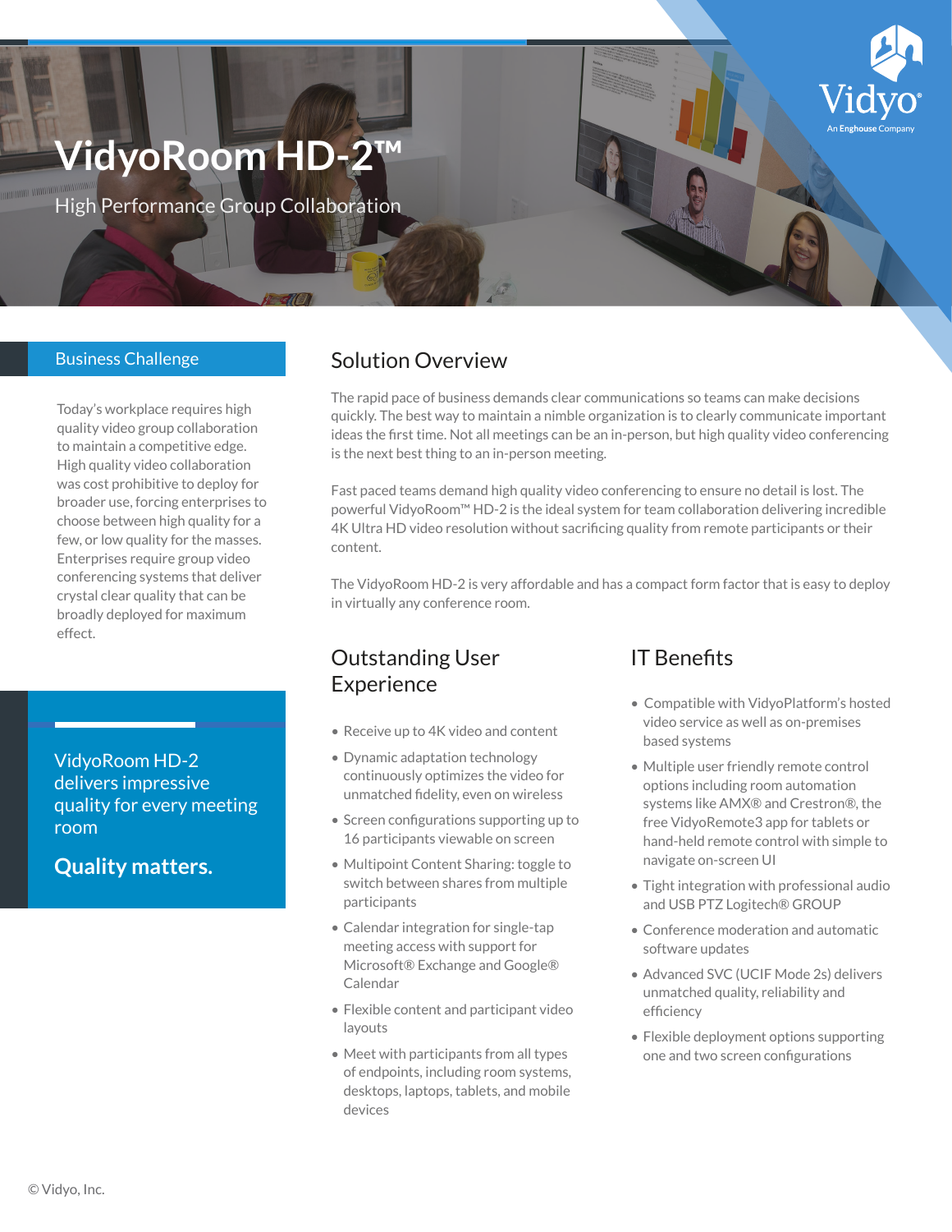# VidyoRoom HD-2™

High Performance Group Collaboration

## Business Challenge

Today's workplace requires high quality video group collaboration to maintain a competitive edge. High quality video collaboration was cost prohibitive to deploy for broader use, forcing enterprises to choose between high quality for a few, or low quality for the masses. Enterprises require group video conferencing systems that deliver crystal clear quality that can be broadly deployed for maximum effect.

VidyoRoom HD-2 delivers impressive quality for every meeting room

**Quality matters.**

## Solution Overview

The rapid pace of business demands clear communications so teams can make decisions quickly. The best way to maintain a nimble organization is to clearly communicate important ideas the first time. Not all meetings can be an in-person, but high quality video conferencing is the next best thing to an in-person meeting.

Fast paced teams demand high quality video conferencing to ensure no detail is lost. The powerful VidyoRoom™ HD-2 is the ideal system for team collaboration delivering incredible 4K Ultra HD video resolution without sacrificing quality from remote participants or their content.

The VidyoRoom HD-2 is very affordable and has a compact form factor that is easy to deploy in virtually any conference room.

## Outstanding User Experience

- Receive up to 4K video and content
- Dynamic adaptation technology continuously optimizes the video for unmatched fidelity, even on wireless
- Screen configurations supporting up to 16 participants viewable on screen
- Multipoint Content Sharing: toggle to switch between shares from multiple participants
- Calendar integration for single-tap meeting access with support for Microsoft® Exchange and Google® Calendar
- Flexible content and participant video layouts
- Meet with participants from all types of endpoints, including room systems, desktops, laptops, tablets, and mobile devices

## IT Benefits

- Compatible with VidyoPlatform's hosted video service as well as on-premises based systems
- Multiple user friendly remote control options including room automation systems like AMX® and Crestron®, the free VidyoRemote3 app for tablets or hand-held remote control with simple to navigate on-screen UI
- Tight integration with professional audio and USB PTZ Logitech® GROUP
- Conference moderation and automatic software updates
- Advanced SVC (UCIF Mode 2s) delivers unmatched quality, reliability and efficiency
- Flexible deployment options supporting one and two screen configurations

© Vidyo, Inc.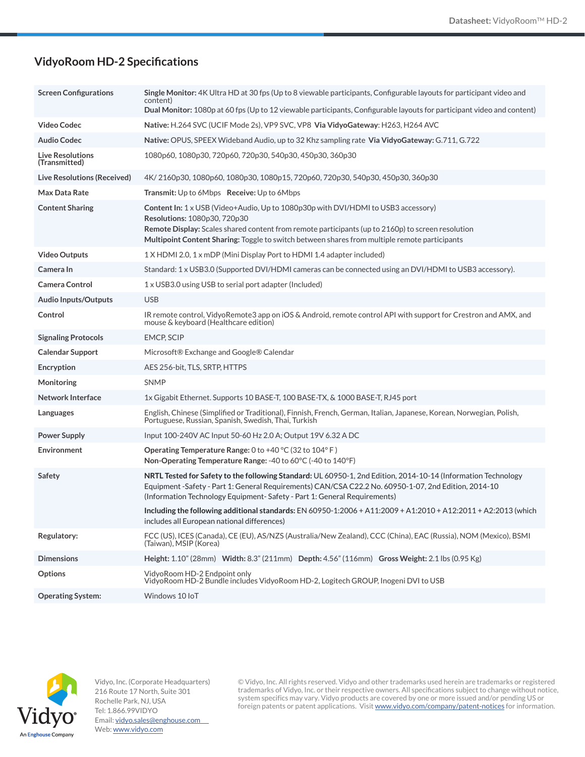## VidyoRoom HD-2 Specifications

| | |
|---|---|
| **Screen Configurations** | **Single Monitor:** 4K Ultra HD at 30 fps (Up to 8 viewable participants, Configurable layouts for participant video and content)<br>**Dual Monitor:** 1080p at 60 fps (Up to 12 viewable participants, Configurable layouts for participant video and content) |
| **Video Codec** | **Native:** H.264 SVC (UCIF Mode 2s), VP9 SVC, VP8 **Via VidyoGateway**: H263, H264 AVC |
| **Audio Codec** | **Native:** OPUS, SPEEX Wideband Audio, up to 32 Khz sampling rate **Via VidyoGateway:** G.711, G.722 |
| **Live Resolutions (Transmitted)** | 1080p60, 1080p30, 720p60, 720p30, 540p30, 450p30, 360p30 |
| **Live Resolutions (Received)** | 4K/ 2160p30, 1080p60, 1080p30, 1080p15, 720p60, 720p30, 540p30, 450p30, 360p30 |
| **Max Data Rate** | **Transmit:** Up to 6Mbps **Receive:** Up to 6Mbps |
| **Content Sharing** | **Content In:** 1 x USB (Video+Audio, Up to 1080p30p with DVI/HDMI to USB3 accessory)<br>**Resolutions:** 1080p30, 720p30<br>**Remote Display:** Scales shared content from remote participants (up to 2160p) to screen resolution<br>**Multipoint Content Sharing:** Toggle to switch between shares from multiple remote participants |
| **Video Outputs** | 1 X HDMI 2.0, 1 x mDP (Mini Display Port to HDMI 1.4 adapter included) |
| **Camera In** | Standard: 1 x USB3.0 (Supported DVI/HDMI cameras can be connected using an DVI/HDMI to USB3 accessory). |
| **Camera Control** | 1 x USB3.0 using USB to serial port adapter (Included) |
| **Audio Inputs/Outputs** | USB |
| **Control** | IR remote control, VidyoRemote3 app on iOS & Android, remote control API with support for Crestron and AMX, and mouse & keyboard (Healthcare edition) |
| **Signaling Protocols** | EMCP, SCIP |
| **Calendar Support** | Microsoft® Exchange and Google® Calendar |
| **Encryption** | AES 256-bit, TLS, SRTP, HTTPS |
| **Monitoring** | SNMP |
| **Network Interface** | 1x Gigabit Ethernet. Supports 10 BASE-T, 100 BASE-TX, & 1000 BASE-T, RJ45 port |
| **Languages** | English, Chinese (Simplified or Traditional), Finnish, French, German, Italian, Japanese, Korean, Norwegian, Polish, Portuguese, Russian, Spanish, Swedish, Thai, Turkish |
| **Power Supply** | Input 100-240V AC Input 50-60 Hz 2.0 A; Output 19V 6.32 A DC |
| **Environment** | **Operating Temperature Range:** 0 to +40 °C (32 to 104° F )<br>**Non-Operating Temperature Range:** -40 to 60°C (-40 to 140°F) |
| **Safety** | **NRTL Tested for Safety to the following Standard:** UL 60950-1, 2nd Edition, 2014-10-14 (Information Technology Equipment -Safety - Part 1: General Requirements) CAN/CSA C22.2 No. 60950-1-07, 2nd Edition, 2014-10 (Information Technology Equipment- Safety - Part 1: General Requirements)<br>**Including the following additional standards:** EN 60950-1:2006 + A11:2009 + A1:2010 + A12:2011 + A2:2013 (which includes all European national differences) |
| **Regulatory:** | FCC (US), ICES (Canada), CE (EU), AS/NZS (Australia/New Zealand), CCC (China), EAC (Russia), NOM (Mexico), BSMI (Taiwan), MSIP (Korea) |
| **Dimensions** | **Height:** 1.10" (28mm) **Width:** 8.3" (211mm) **Depth:** 4.56" (116mm) **Gross Weight:** 2.1 lbs (0.95 Kg) |
| **Options** | VidyoRoom HD-2 Endpoint only<br>VidyoRoom HD-2 Bundle includes VidyoRoom HD-2, Logitech GROUP, Inogeni DVI to USB |
| **Operating System:** | Windows 10 IoT |

Vidyo
An Enghouse Company

Vidyo, Inc. (Corporate Headquarters)
216 Route 17 North, Suite 301
Rochelle Park, NJ, USA
Tel: 1.866.99VIDYO
Email: vidyo.sales@enghouse.com
Web: www.vidyo.com

© Vidyo, Inc. All rights reserved. Vidyo and other trademarks used herein are trademarks or registered trademarks of Vidyo, Inc. or their respective owners. All specifications subject to change without notice, system specifics may vary. Vidyo products are covered by one or more issued and/or pending US or foreign patents or patent applications. Visit www.vidyo.com/company/patent-notices for information.